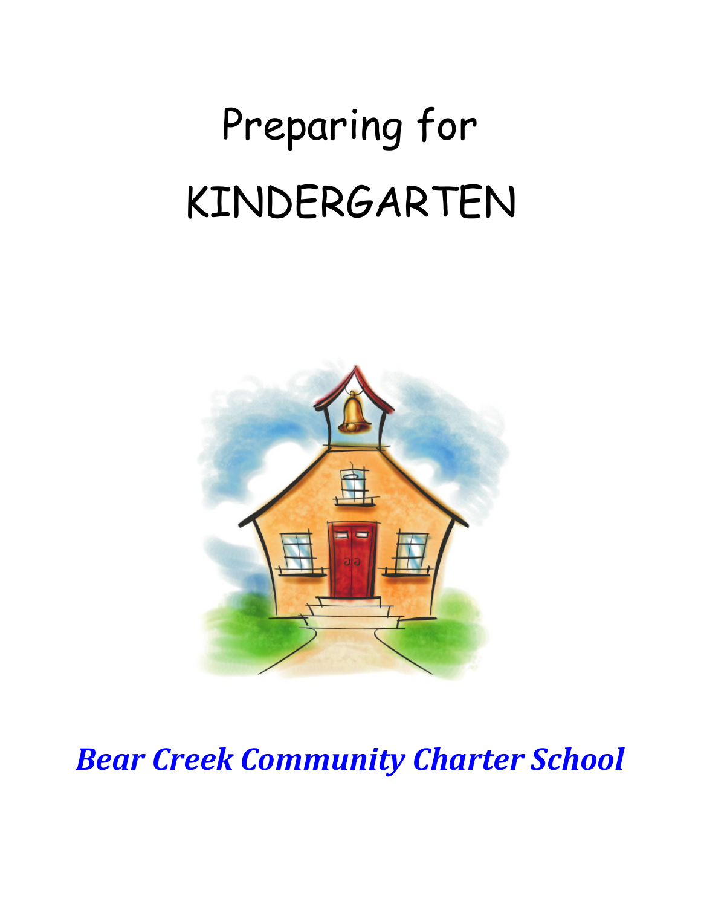# Preparing for KINDERGARTEN

***Bear Creek Community Charter School***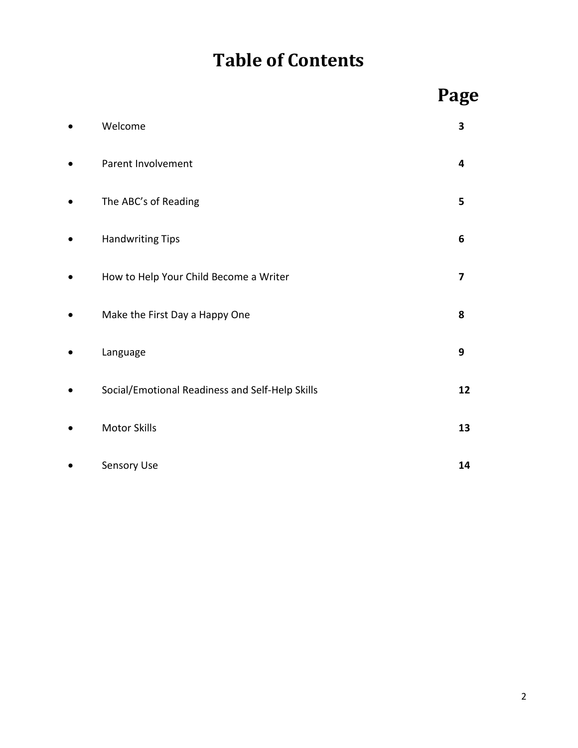# Table of Contents

| | Page |
|---|---|
| • Welcome | 3 |
| • Parent Involvement | 4 |
| • The ABC's of Reading | 5 |
| • Handwriting Tips | 6 |
| • How to Help Your Child Become a Writer | 7 |
| • Make the First Day a Happy One | 8 |
| • Language | 9 |
| • Social/Emotional Readiness and Self-Help Skills | 12 |
| • Motor Skills | 13 |
| • Sensory Use | 14 |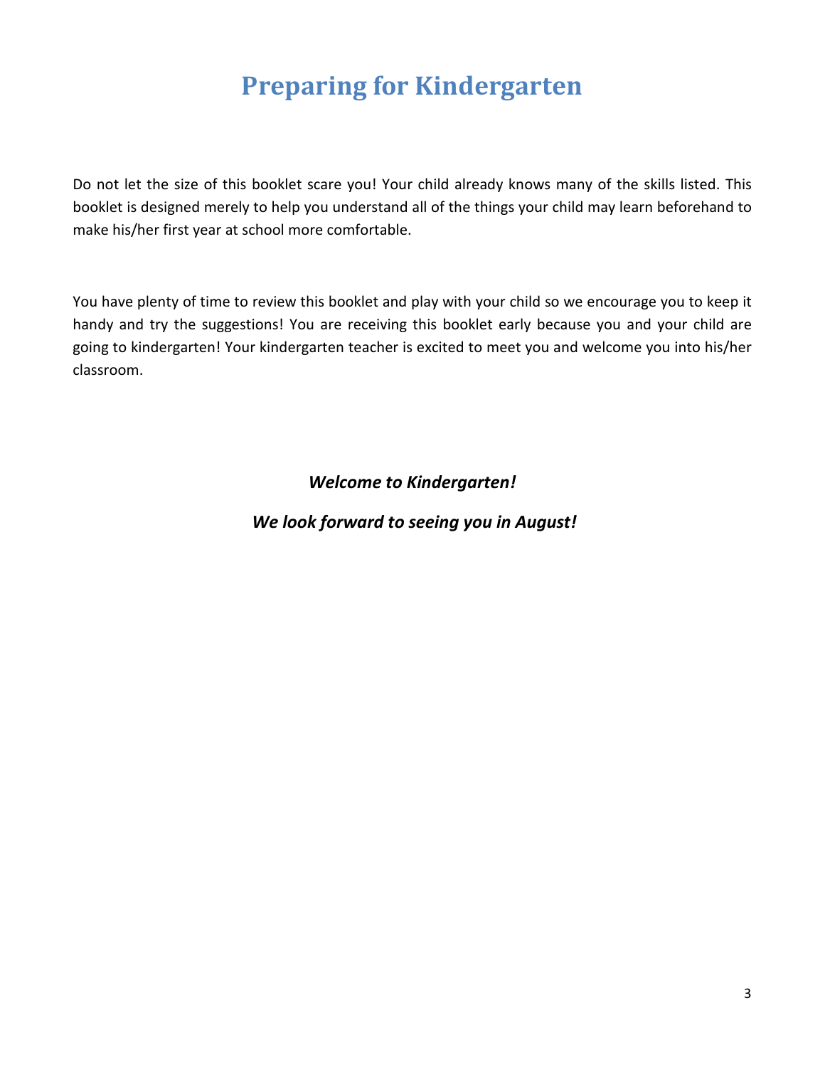# Preparing for Kindergarten

Do not let the size of this booklet scare you! Your child already knows many of the skills listed. This booklet is designed merely to help you understand all of the things your child may learn beforehand to make his/her first year at school more comfortable.

You have plenty of time to review this booklet and play with your child so we encourage you to keep it handy and try the suggestions! You are receiving this booklet early because you and your child are going to kindergarten! Your kindergarten teacher is excited to meet you and welcome you into his/her classroom.

***Welcome to Kindergarten!***

***We look forward to seeing you in August!***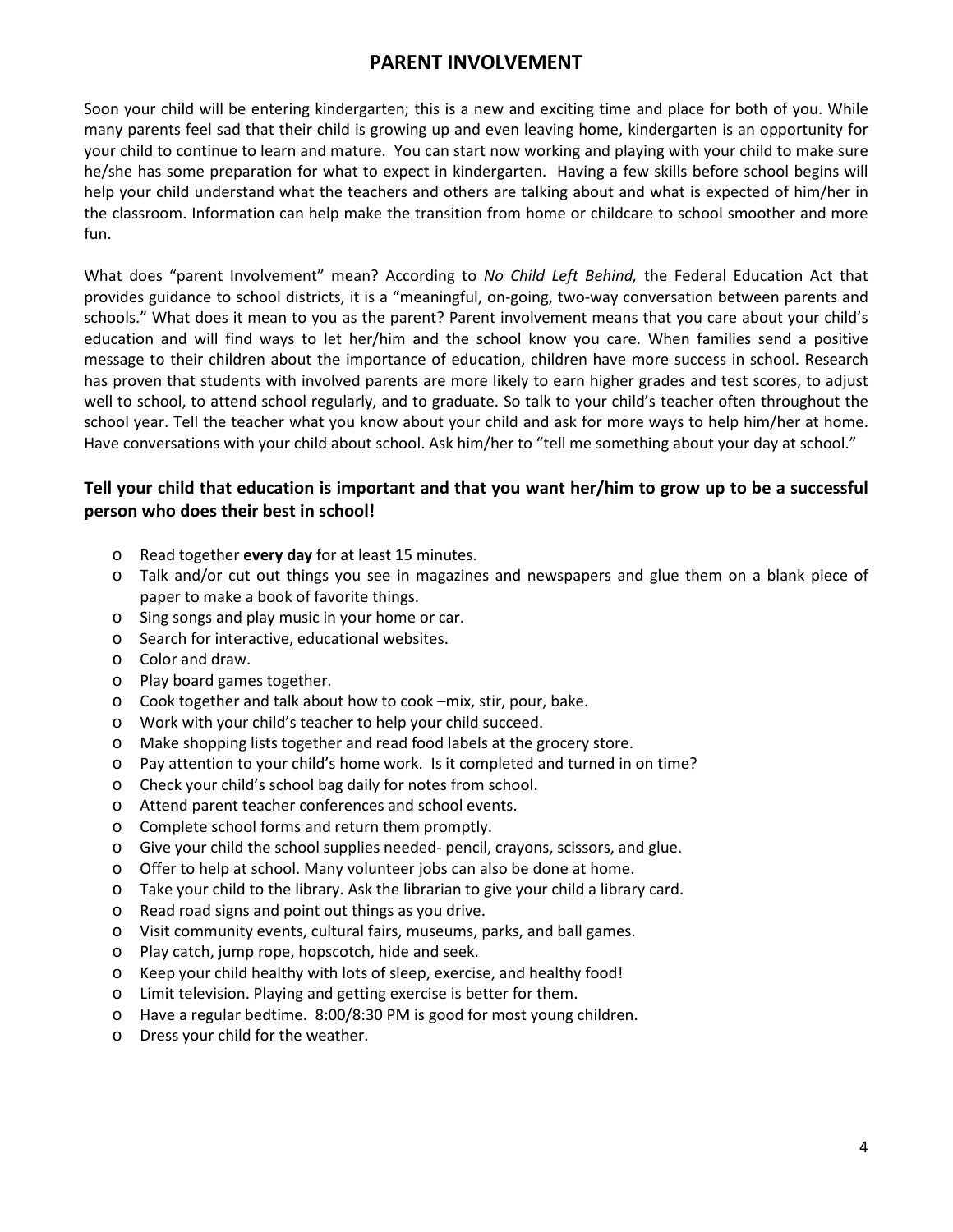# PARENT INVOLVEMENT

Soon your child will be entering kindergarten; this is a new and exciting time and place for both of you. While many parents feel sad that their child is growing up and even leaving home, kindergarten is an opportunity for your child to continue to learn and mature. You can start now working and playing with your child to make sure he/she has some preparation for what to expect in kindergarten. Having a few skills before school begins will help your child understand what the teachers and others are talking about and what is expected of him/her in the classroom. Information can help make the transition from home or childcare to school smoother and more fun.

What does "parent Involvement" mean? According to *No Child Left Behind,* the Federal Education Act that provides guidance to school districts, it is a "meaningful, on-going, two-way conversation between parents and schools." What does it mean to you as the parent? Parent involvement means that you care about your child's education and will find ways to let her/him and the school know you care. When families send a positive message to their children about the importance of education, children have more success in school. Research has proven that students with involved parents are more likely to earn higher grades and test scores, to adjust well to school, to attend school regularly, and to graduate. So talk to your child's teacher often throughout the school year. Tell the teacher what you know about your child and ask for more ways to help him/her at home. Have conversations with your child about school. Ask him/her to "tell me something about your day at school."

### Tell your child that education is important and that you want her/him to grow up to be a successful person who does their best in school!

- Read together **every day** for at least 15 minutes.
- Talk and/or cut out things you see in magazines and newspapers and glue them on a blank piece of paper to make a book of favorite things.
- Sing songs and play music in your home or car.
- Search for interactive, educational websites.
- Color and draw.
- Play board games together.
- Cook together and talk about how to cook –mix, stir, pour, bake.
- Work with your child's teacher to help your child succeed.
- Make shopping lists together and read food labels at the grocery store.
- Pay attention to your child's home work. Is it completed and turned in on time?
- Check your child's school bag daily for notes from school.
- Attend parent teacher conferences and school events.
- Complete school forms and return them promptly.
- Give your child the school supplies needed- pencil, crayons, scissors, and glue.
- Offer to help at school. Many volunteer jobs can also be done at home.
- Take your child to the library. Ask the librarian to give your child a library card.
- Read road signs and point out things as you drive.
- Visit community events, cultural fairs, museums, parks, and ball games.
- Play catch, jump rope, hopscotch, hide and seek.
- Keep your child healthy with lots of sleep, exercise, and healthy food!
- Limit television. Playing and getting exercise is better for them.
- Have a regular bedtime. 8:00/8:30 PM is good for most young children.
- Dress your child for the weather.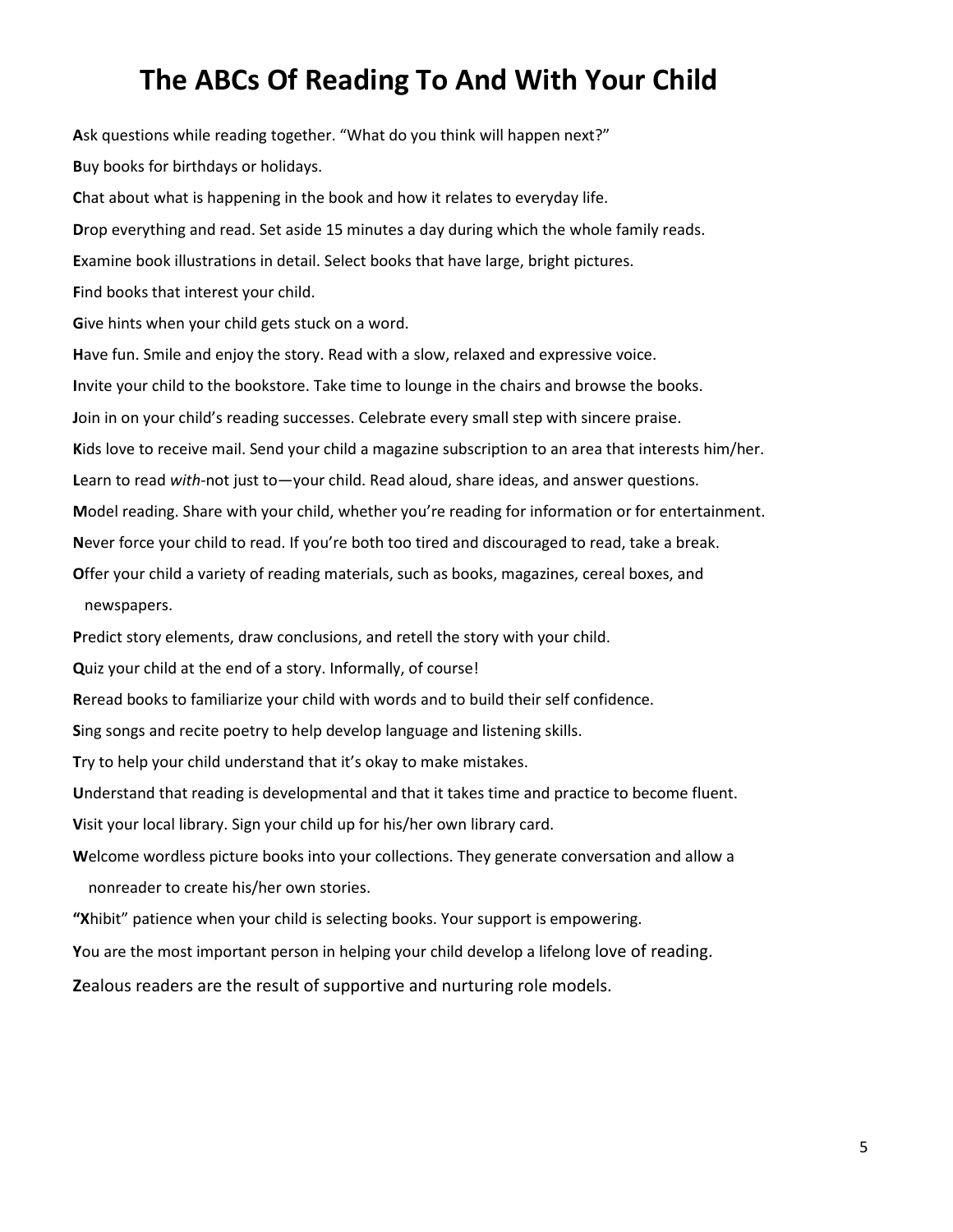# The ABCs Of Reading To And With Your Child

**A**sk questions while reading together. "What do you think will happen next?"

**B**uy books for birthdays or holidays.

**C**hat about what is happening in the book and how it relates to everyday life.

**D**rop everything and read. Set aside 15 minutes a day during which the whole family reads.

**E**xamine book illustrations in detail. Select books that have large, bright pictures.

**F**ind books that interest your child.

**G**ive hints when your child gets stuck on a word.

**H**ave fun. Smile and enjoy the story. Read with a slow, relaxed and expressive voice.

**I**nvite your child to the bookstore. Take time to lounge in the chairs and browse the books.

**J**oin in on your child's reading successes. Celebrate every small step with sincere praise.

**K**ids love to receive mail. Send your child a magazine subscription to an area that interests him/her.

**L**earn to read *with*-not just to—your child. Read aloud, share ideas, and answer questions.

**M**odel reading. Share with your child, whether you're reading for information or for entertainment.

**N**ever force your child to read. If you're both too tired and discouraged to read, take a break.

**O**ffer your child a variety of reading materials, such as books, magazines, cereal boxes, and newspapers.

**P**redict story elements, draw conclusions, and retell the story with your child.

**Q**uiz your child at the end of a story. Informally, of course!

**R**eread books to familiarize your child with words and to build their self confidence.

**S**ing songs and recite poetry to help develop language and listening skills.

**T**ry to help your child understand that it's okay to make mistakes.

**U**nderstand that reading is developmental and that it takes time and practice to become fluent.

**V**isit your local library. Sign your child up for his/her own library card.

**W**elcome wordless picture books into your collections. They generate conversation and allow a nonreader to create his/her own stories.

**"X**hibit" patience when your child is selecting books. Your support is empowering.

**Y**ou are the most important person in helping your child develop a lifelong love of reading.

**Z**ealous readers are the result of supportive and nurturing role models.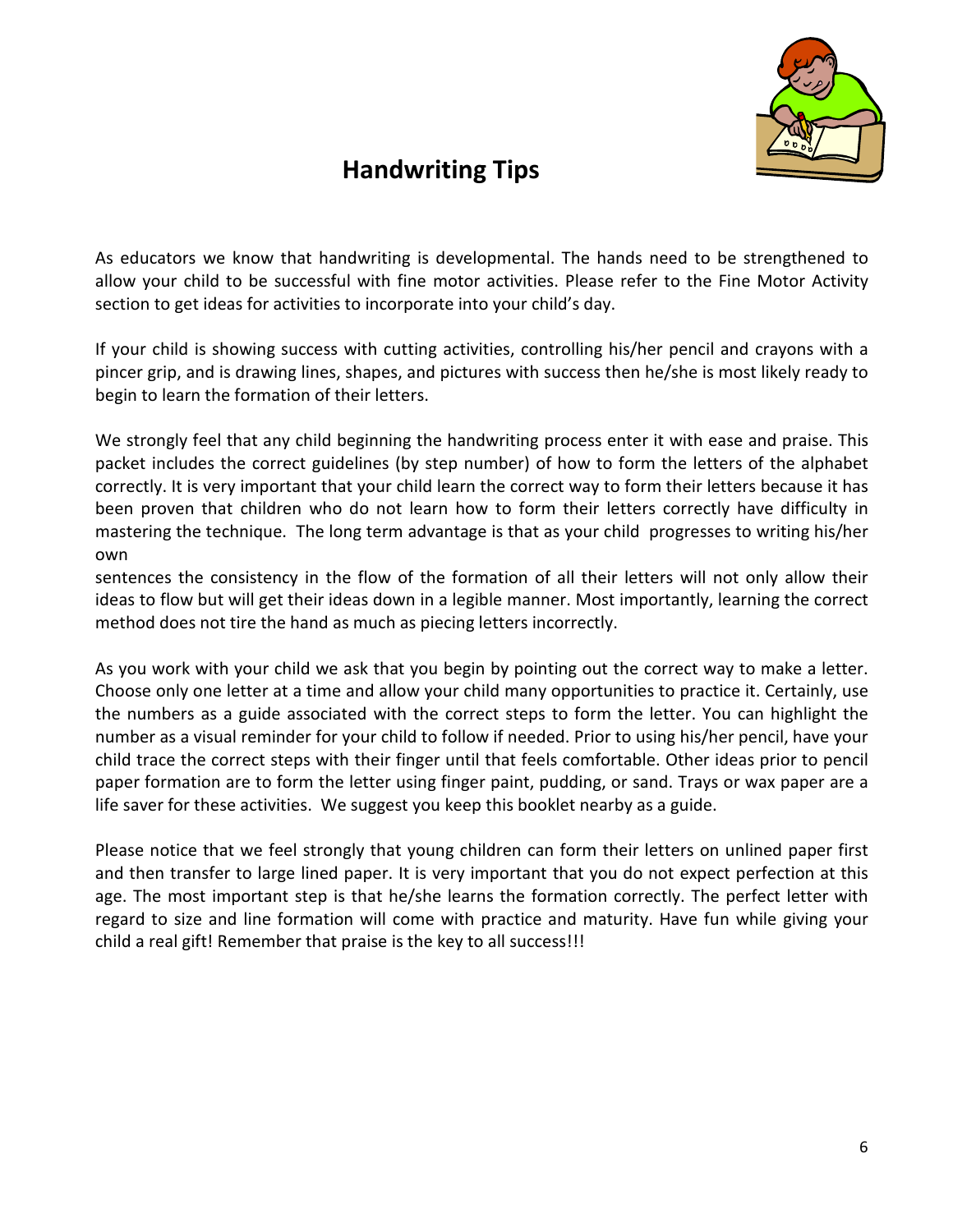# Handwriting Tips

As educators we know that handwriting is developmental. The hands need to be strengthened to allow your child to be successful with fine motor activities. Please refer to the Fine Motor Activity section to get ideas for activities to incorporate into your child's day.

If your child is showing success with cutting activities, controlling his/her pencil and crayons with a pincer grip, and is drawing lines, shapes, and pictures with success then he/she is most likely ready to begin to learn the formation of their letters.

We strongly feel that any child beginning the handwriting process enter it with ease and praise. This packet includes the correct guidelines (by step number) of how to form the letters of the alphabet correctly. It is very important that your child learn the correct way to form their letters because it has been proven that children who do not learn how to form their letters correctly have difficulty in mastering the technique. The long term advantage is that as your child progresses to writing his/her own
sentences the consistency in the flow of the formation of all their letters will not only allow their ideas to flow but will get their ideas down in a legible manner. Most importantly, learning the correct method does not tire the hand as much as piecing letters incorrectly.

As you work with your child we ask that you begin by pointing out the correct way to make a letter. Choose only one letter at a time and allow your child many opportunities to practice it. Certainly, use the numbers as a guide associated with the correct steps to form the letter. You can highlight the number as a visual reminder for your child to follow if needed. Prior to using his/her pencil, have your child trace the correct steps with their finger until that feels comfortable. Other ideas prior to pencil paper formation are to form the letter using finger paint, pudding, or sand. Trays or wax paper are a life saver for these activities. We suggest you keep this booklet nearby as a guide.

Please notice that we feel strongly that young children can form their letters on unlined paper first and then transfer to large lined paper. It is very important that you do not expect perfection at this age. The most important step is that he/she learns the formation correctly. The perfect letter with regard to size and line formation will come with practice and maturity. Have fun while giving your child a real gift! Remember that praise is the key to all success!!!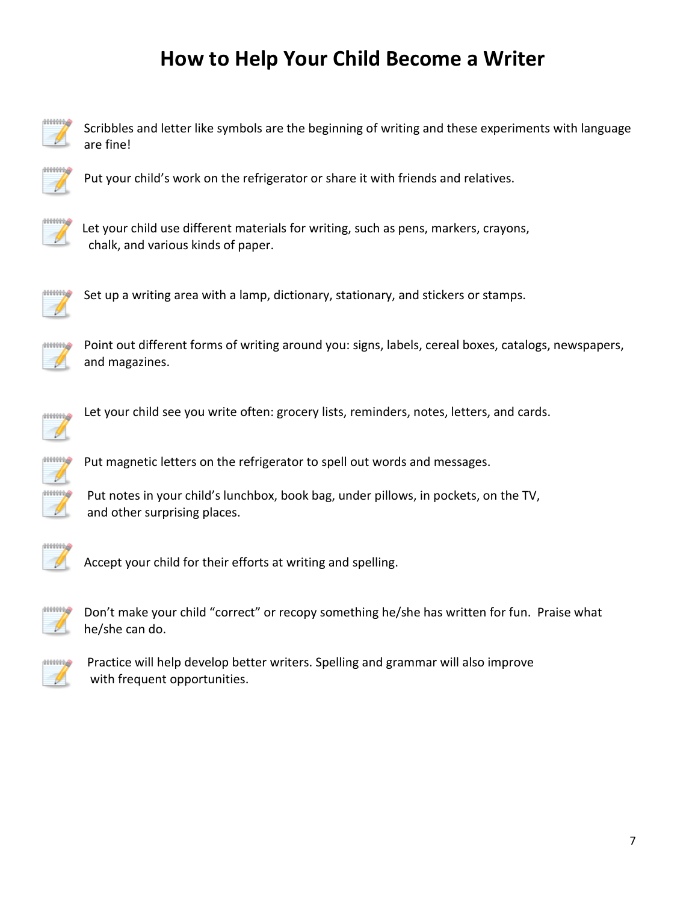# How to Help Your Child Become a Writer

- Scribbles and letter like symbols are the beginning of writing and these experiments with language are fine!
- Put your child's work on the refrigerator or share it with friends and relatives.
- Let your child use different materials for writing, such as pens, markers, crayons, chalk, and various kinds of paper.
- Set up a writing area with a lamp, dictionary, stationary, and stickers or stamps.
- Point out different forms of writing around you: signs, labels, cereal boxes, catalogs, newspapers, and magazines.
- Let your child see you write often: grocery lists, reminders, notes, letters, and cards.
- Put magnetic letters on the refrigerator to spell out words and messages.
- Put notes in your child's lunchbox, book bag, under pillows, in pockets, on the TV, and other surprising places.
- Accept your child for their efforts at writing and spelling.
- Don't make your child "correct" or recopy something he/she has written for fun. Praise what he/she can do.
- Practice will help develop better writers. Spelling and grammar will also improve with frequent opportunities.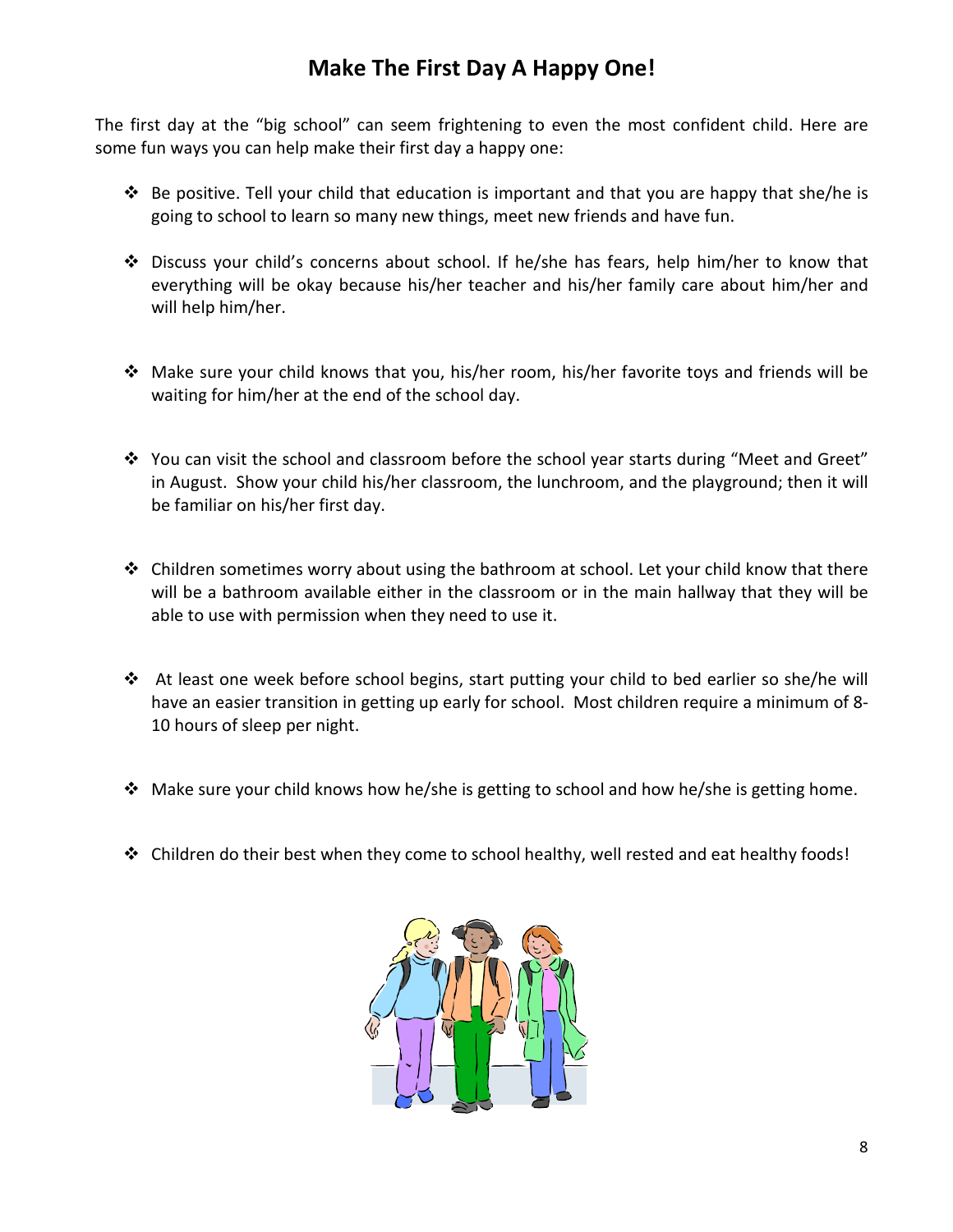# Make The First Day A Happy One!

The first day at the "big school" can seem frightening to even the most confident child. Here are some fun ways you can help make their first day a happy one:

- Be positive. Tell your child that education is important and that you are happy that she/he is going to school to learn so many new things, meet new friends and have fun.
- Discuss your child's concerns about school. If he/she has fears, help him/her to know that everything will be okay because his/her teacher and his/her family care about him/her and will help him/her.
- Make sure your child knows that you, his/her room, his/her favorite toys and friends will be waiting for him/her at the end of the school day.
- You can visit the school and classroom before the school year starts during "Meet and Greet" in August. Show your child his/her classroom, the lunchroom, and the playground; then it will be familiar on his/her first day.
- Children sometimes worry about using the bathroom at school. Let your child know that there will be a bathroom available either in the classroom or in the main hallway that they will be able to use with permission when they need to use it.
- At least one week before school begins, start putting your child to bed earlier so she/he will have an easier transition in getting up early for school. Most children require a minimum of 8-10 hours of sleep per night.
- Make sure your child knows how he/she is getting to school and how he/she is getting home.
- Children do their best when they come to school healthy, well rested and eat healthy foods!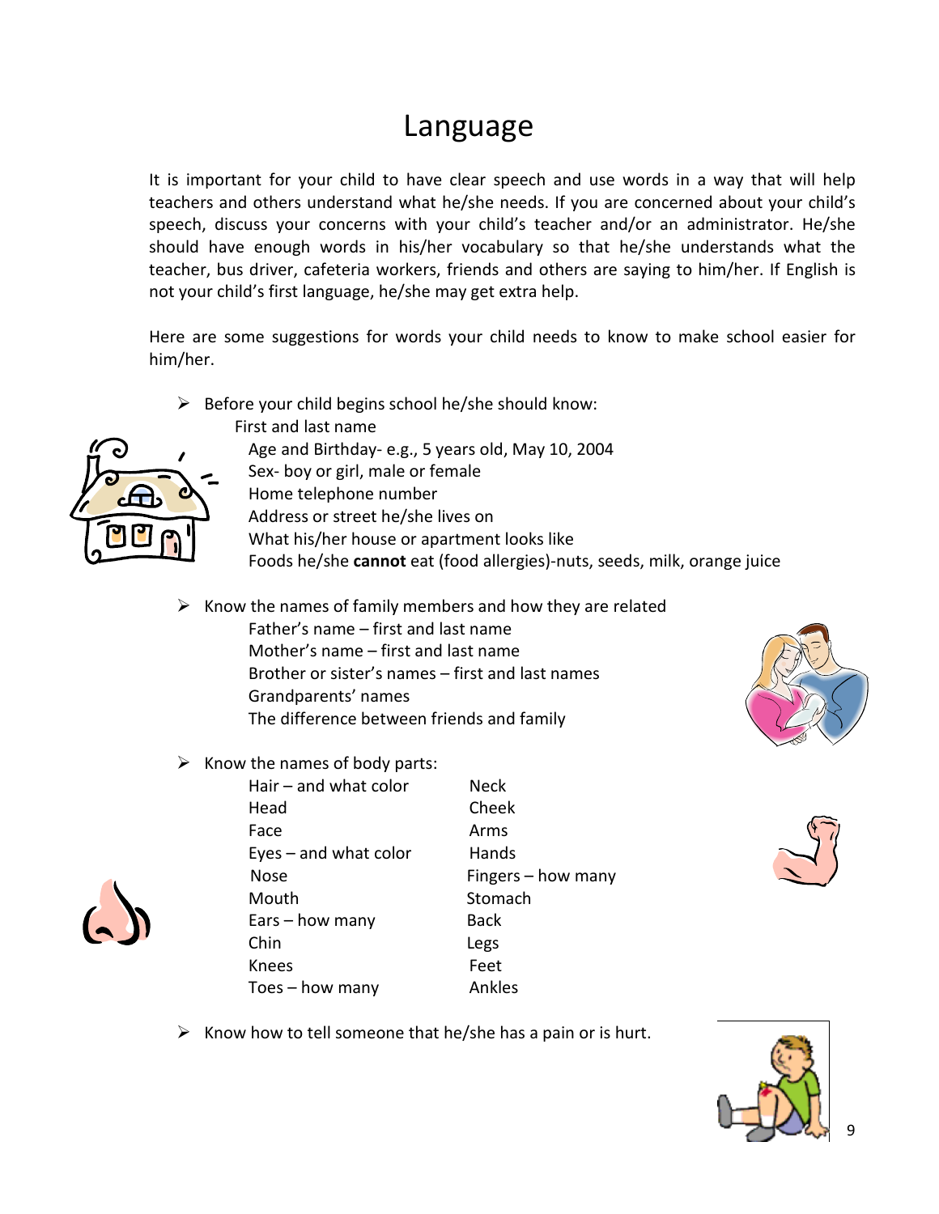# Language

It is important for your child to have clear speech and use words in a way that will help teachers and others understand what he/she needs. If you are concerned about your child's speech, discuss your concerns with your child's teacher and/or an administrator. He/she should have enough words in his/her vocabulary so that he/she understands what the teacher, bus driver, cafeteria workers, friends and others are saying to him/her. If English is not your child's first language, he/she may get extra help.

Here are some suggestions for words your child needs to know to make school easier for him/her.

- Before your child begins school he/she should know:
  - First and last name
  - Age and Birthday- e.g., 5 years old, May 10, 2004
  - Sex- boy or girl, male or female
  - Home telephone number
  - Address or street he/she lives on
  - What his/her house or apartment looks like
  - Foods he/she **cannot** eat (food allergies)-nuts, seeds, milk, orange juice

- Know the names of family members and how they are related
  - Father's name – first and last name
  - Mother's name – first and last name
  - Brother or sister's names – first and last names
  - Grandparents' names
  - The difference between friends and family

- Know the names of body parts:
  - Hair – and what color
  - Head
  - Face
  - Eyes – and what color
  - Nose
  - Mouth
  - Ears – how many
  - Chin
  - Knees
  - Toes – how many
  - Neck
  - Cheek
  - Arms
  - Hands
  - Fingers – how many
  - Stomach
  - Back
  - Legs
  - Feet
  - Ankles

- Know how to tell someone that he/she has a pain or is hurt.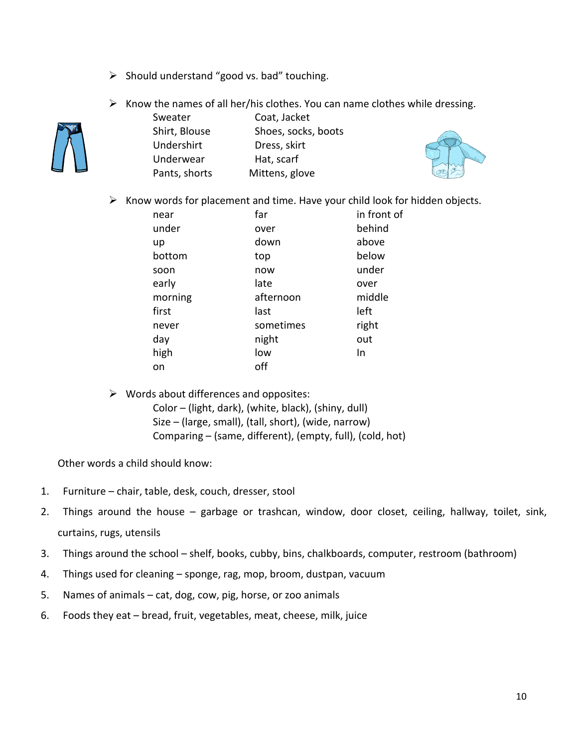- Should understand "good vs. bad" touching.

- Know the names of all her/his clothes. You can name clothes while dressing.

| | |
|---|---|
| Sweater | Coat, Jacket |
| Shirt, Blouse | Shoes, socks, boots |
| Undershirt | Dress, skirt |
| Underwear | Hat, scarf |
| Pants, shorts | Mittens, glove |

- Know words for placement and time. Have your child look for hidden objects.

| | | |
|---|---|---|
| near | far | in front of |
| under | over | behind |
| up | down | above |
| bottom | top | below |
| soon | now | under |
| early | late | over |
| morning | afternoon | middle |
| first | last | left |
| never | sometimes | right |
| day | night | out |
| high | low | In |
| on | off | |

- Words about differences and opposites:
  - Color – (light, dark), (white, black), (shiny, dull)
  - Size – (large, small), (tall, short), (wide, narrow)
  - Comparing – (same, different), (empty, full), (cold, hot)

Other words a child should know:

1. Furniture – chair, table, desk, couch, dresser, stool
2. Things around the house – garbage or trashcan, window, door closet, ceiling, hallway, toilet, sink, curtains, rugs, utensils
3. Things around the school – shelf, books, cubby, bins, chalkboards, computer, restroom (bathroom)
4. Things used for cleaning – sponge, rag, mop, broom, dustpan, vacuum
5. Names of animals – cat, dog, cow, pig, horse, or zoo animals
6. Foods they eat – bread, fruit, vegetables, meat, cheese, milk, juice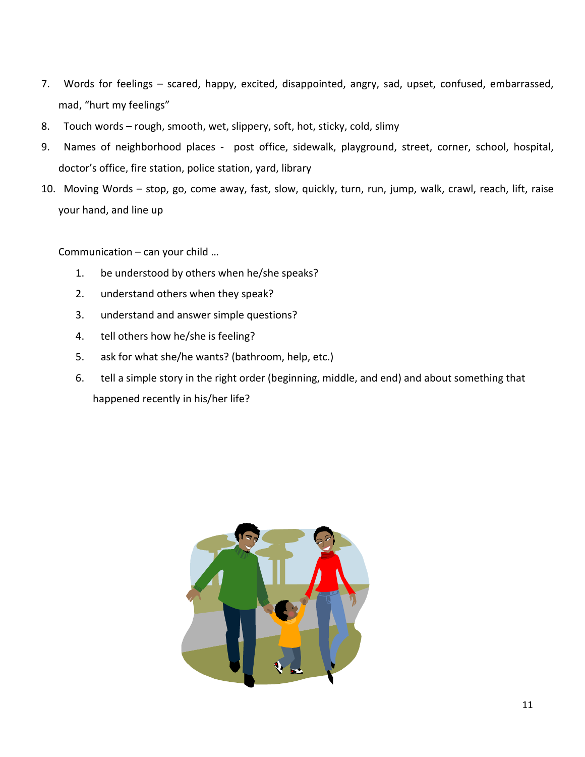7. Words for feelings – scared, happy, excited, disappointed, angry, sad, upset, confused, embarrassed, mad, "hurt my feelings"
8. Touch words – rough, smooth, wet, slippery, soft, hot, sticky, cold, slimy
9. Names of neighborhood places - post office, sidewalk, playground, street, corner, school, hospital, doctor's office, fire station, police station, yard, library
10. Moving Words – stop, go, come away, fast, slow, quickly, turn, run, jump, walk, crawl, reach, lift, raise your hand, and line up

Communication – can your child …

1. be understood by others when he/she speaks?
2. understand others when they speak?
3. understand and answer simple questions?
4. tell others how he/she is feeling?
5. ask for what she/he wants? (bathroom, help, etc.)
6. tell a simple story in the right order (beginning, middle, and end) and about something that happened recently in his/her life?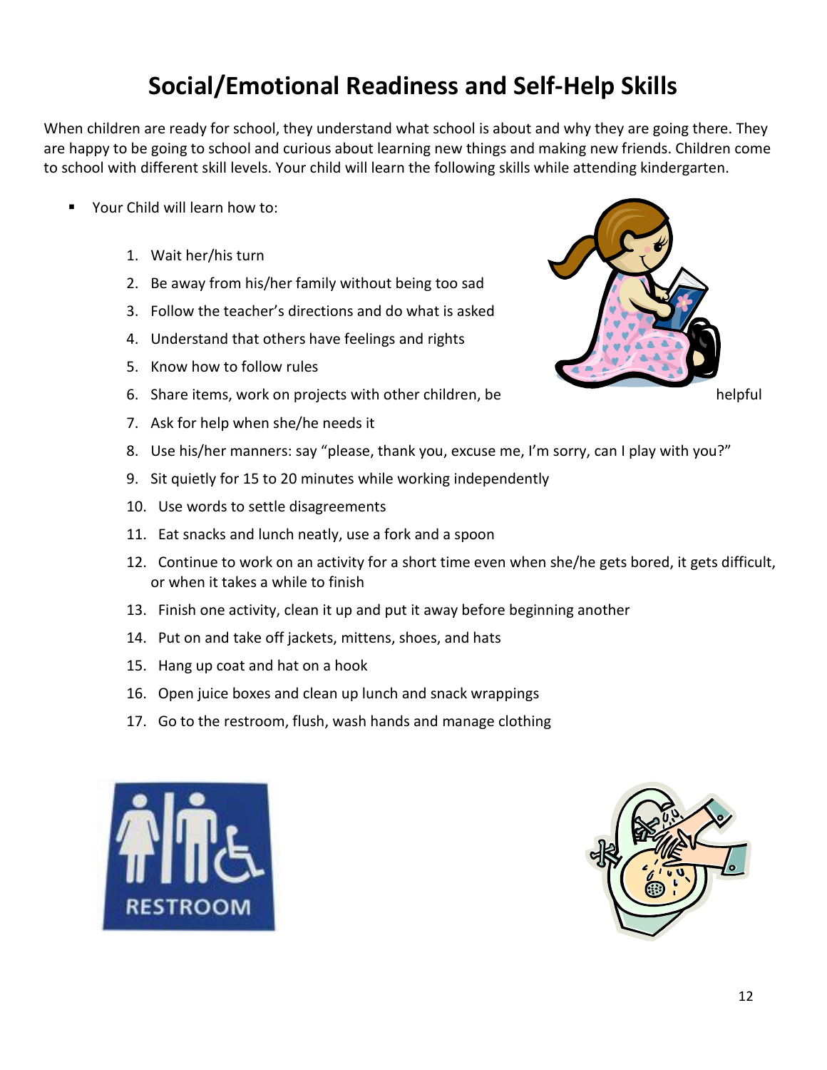# Social/Emotional Readiness and Self-Help Skills

When children are ready for school, they understand what school is about and why they are going there. They are happy to be going to school and curious about learning new things and making new friends. Children come to school with different skill levels. Your child will learn the following skills while attending kindergarten.

- Your Child will learn how to:

    1. Wait her/his turn
    2. Be away from his/her family without being too sad
    3. Follow the teacher's directions and do what is asked
    4. Understand that others have feelings and rights
    5. Know how to follow rules
    6. Share items, work on projects with other children, be helpful
    7. Ask for help when she/he needs it
    8. Use his/her manners: say "please, thank you, excuse me, I'm sorry, can I play with you?"
    9. Sit quietly for 15 to 20 minutes while working independently
    10. Use words to settle disagreements
    11. Eat snacks and lunch neatly, use a fork and a spoon
    12. Continue to work on an activity for a short time even when she/he gets bored, it gets difficult, or when it takes a while to finish
    13. Finish one activity, clean it up and put it away before beginning another
    14. Put on and take off jackets, mittens, shoes, and hats
    15. Hang up coat and hat on a hook
    16. Open juice boxes and clean up lunch and snack wrappings
    17. Go to the restroom, flush, wash hands and manage clothing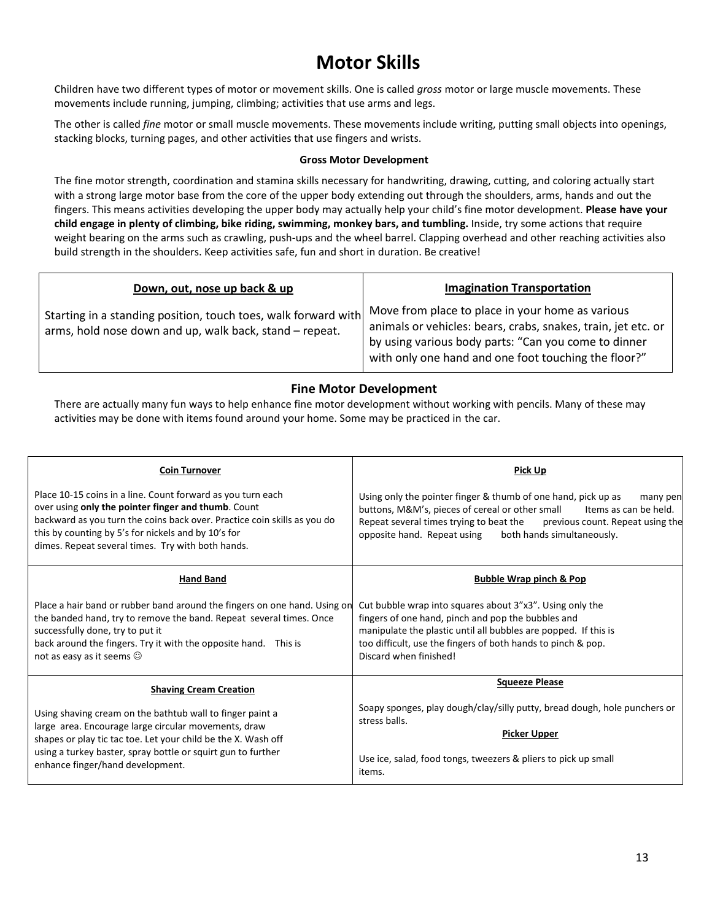# Motor Skills

Children have two different types of motor or movement skills. One is called *gross* motor or large muscle movements. These movements include running, jumping, climbing; activities that use arms and legs.

The other is called *fine* motor or small muscle movements. These movements include writing, putting small objects into openings, stacking blocks, turning pages, and other activities that use fingers and wrists.

### Gross Motor Development

The fine motor strength, coordination and stamina skills necessary for handwriting, drawing, cutting, and coloring actually start with a strong large motor base from the core of the upper body extending out through the shoulders, arms, hands and out the fingers. This means activities developing the upper body may actually help your child's fine motor development. **Please have your child engage in plenty of climbing, bike riding, swimming, monkey bars, and tumbling.** Inside, try some actions that require weight bearing on the arms such as crawling, push-ups and the wheel barrel. Clapping overhead and other reaching activities also build strength in the shoulders. Keep activities safe, fun and short in duration. Be creative!

| **Down, out, nose up back & up** | **Imagination Transportation** |
|---|---|
| Starting in a standing position, touch toes, walk forward with arms, hold nose down and up, walk back, stand – repeat. | Move from place to place in your home as various animals or vehicles: bears, crabs, snakes, train, jet etc. or by using various body parts: "Can you come to dinner with only one hand and one foot touching the floor?" |

### Fine Motor Development

There are actually many fun ways to help enhance fine motor development without working with pencils. Many of these may activities may be done with items found around your home. Some may be practiced in the car.

| **Coin Turnover** | **Pick Up** |
|---|---|
| Place 10-15 coins in a line. Count forward as you turn each over using **only the pointer finger and thumb**. Count backward as you turn the coins back over. Practice coin skills as you do this by counting by 5's for nickels and by 10's for dimes. Repeat several times. Try with both hands. | Using only the pointer finger & thumb of one hand, pick up as many pen buttons, M&M's, pieces of cereal or other small items as can be held. Repeat several times trying to beat the previous count. Repeat using the opposite hand. Repeat using both hands simultaneously. |
| **Hand Band**<br><br>Place a hair band or rubber band around the fingers on one hand. Using on the banded hand, try to remove the band. Repeat several times. Once successfully done, try to put it back around the fingers. Try it with the opposite hand. This is not as easy as it seems ☺ | **Bubble Wrap pinch & Pop**<br><br>Cut bubble wrap into squares about 3"x3". Using only the fingers of one hand, pinch and pop the bubbles and manipulate the plastic until all bubbles are popped. If this is too difficult, use the fingers of both hands to pinch & pop. Discard when finished! |
| **Shaving Cream Creation**<br><br>Using shaving cream on the bathtub wall to finger paint a large area. Encourage large circular movements, draw shapes or play tic tac toe. Let your child be the X. Wash off using a turkey baster, spray bottle or squirt gun to further enhance finger/hand development. | **Squeeze Please**<br><br>Soapy sponges, play dough/clay/silly putty, bread dough, hole punchers or stress balls.<br><br>**Picker Upper**<br><br>Use ice, salad, food tongs, tweezers & pliers to pick up small items. |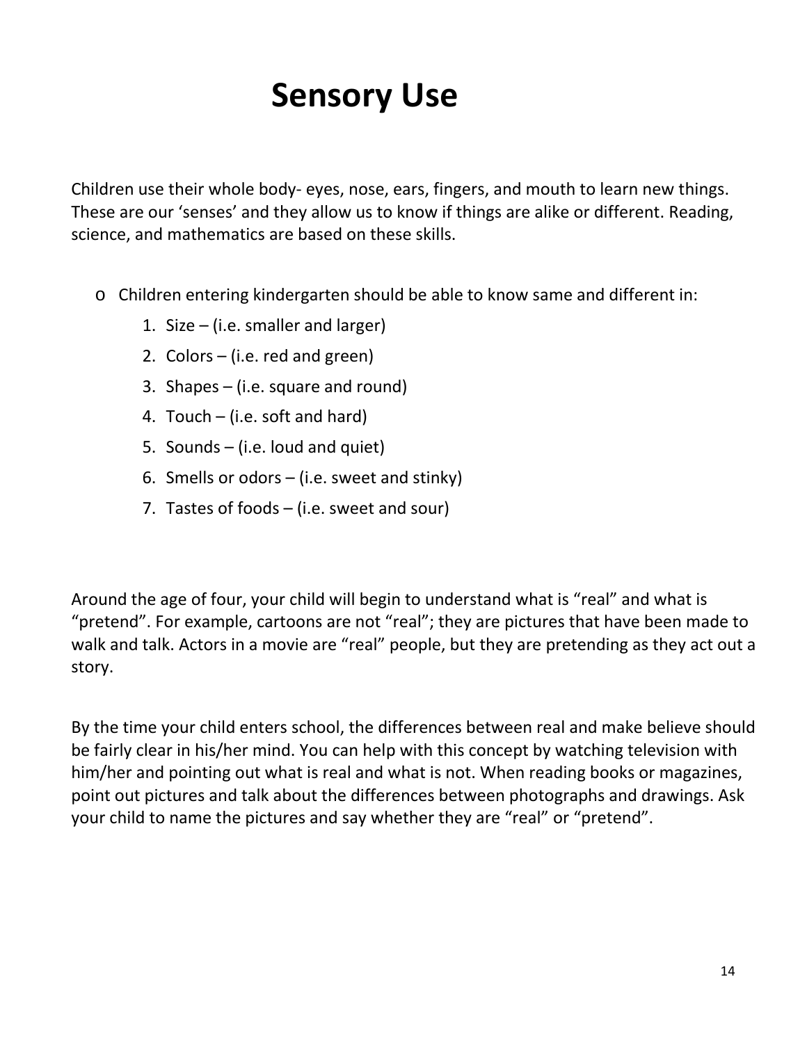# Sensory Use

Children use their whole body- eyes, nose, ears, fingers, and mouth to learn new things. These are our 'senses' and they allow us to know if things are alike or different. Reading, science, and mathematics are based on these skills.

- Children entering kindergarten should be able to know same and different in:
  1. Size – (i.e. smaller and larger)
  2. Colors – (i.e. red and green)
  3. Shapes – (i.e. square and round)
  4. Touch – (i.e. soft and hard)
  5. Sounds – (i.e. loud and quiet)
  6. Smells or odors – (i.e. sweet and stinky)
  7. Tastes of foods – (i.e. sweet and sour)

Around the age of four, your child will begin to understand what is "real" and what is "pretend". For example, cartoons are not "real"; they are pictures that have been made to walk and talk. Actors in a movie are "real" people, but they are pretending as they act out a story.

By the time your child enters school, the differences between real and make believe should be fairly clear in his/her mind. You can help with this concept by watching television with him/her and pointing out what is real and what is not. When reading books or magazines, point out pictures and talk about the differences between photographs and drawings. Ask your child to name the pictures and say whether they are "real" or "pretend".